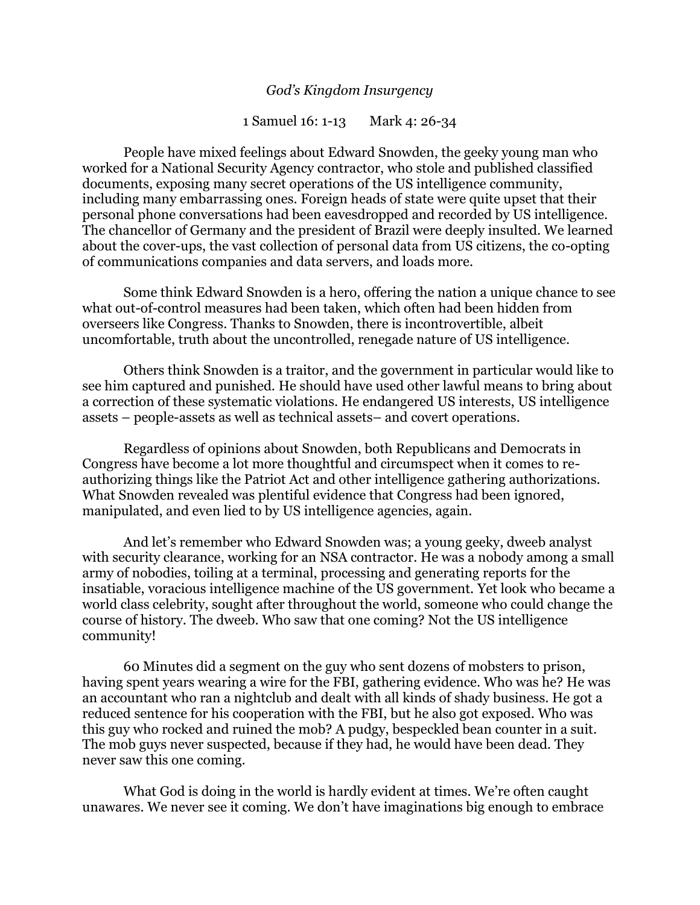*God's Kingdom Insurgency*

1 Samuel 16: 1-13       Mark 4: 26-34

People have mixed feelings about Edward Snowden, the geeky young man who worked for a National Security Agency contractor, who stole and published classified documents, exposing many secret operations of the US intelligence community, including many embarrassing ones. Foreign heads of state were quite upset that their personal phone conversations had been eavesdropped and recorded by US intelligence. The chancellor of Germany and the president of Brazil were deeply insulted. We learned about the cover-ups, the vast collection of personal data from US citizens, the co-opting of communications companies and data servers, and loads more.

Some think Edward Snowden is a hero, offering the nation a unique chance to see what out-of-control measures had been taken, which often had been hidden from overseers like Congress. Thanks to Snowden, there is incontrovertible, albeit uncomfortable, truth about the uncontrolled, renegade nature of US intelligence.

Others think Snowden is a traitor, and the government in particular would like to see him captured and punished. He should have used other lawful means to bring about a correction of these systematic violations. He endangered US interests, US intelligence assets – people-assets as well as technical assets– and covert operations.

Regardless of opinions about Snowden, both Republicans and Democrats in Congress have become a lot more thoughtful and circumspect when it comes to re-authorizing things like the Patriot Act and other intelligence gathering authorizations. What Snowden revealed was plentiful evidence that Congress had been ignored, manipulated, and even lied to by US intelligence agencies, again.

And let's remember who Edward Snowden was; a young geeky, dweeb analyst with security clearance, working for an NSA contractor. He was a nobody among a small army of nobodies, toiling at a terminal, processing and generating reports for the insatiable, voracious intelligence machine of the US government. Yet look who became a world class celebrity, sought after throughout the world, someone who could change the course of history. The dweeb. Who saw that one coming? Not the US intelligence community!

60 Minutes did a segment on the guy who sent dozens of mobsters to prison, having spent years wearing a wire for the FBI, gathering evidence. Who was he? He was an accountant who ran a nightclub and dealt with all kinds of shady business. He got a reduced sentence for his cooperation with the FBI, but he also got exposed. Who was this guy who rocked and ruined the mob? A pudgy, bespeckled bean counter in a suit. The mob guys never suspected, because if they had, he would have been dead. They never saw this one coming.

What God is doing in the world is hardly evident at times. We're often caught unawares. We never see it coming. We don't have imaginations big enough to embrace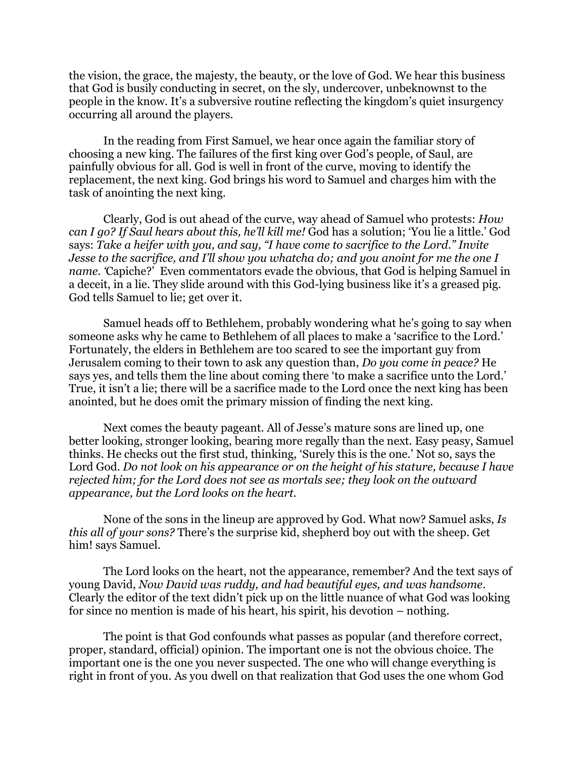the vision, the grace, the majesty, the beauty, or the love of God. We hear this business that God is busily conducting in secret, on the sly, undercover, unbeknownst to the people in the know. It's a subversive routine reflecting the kingdom's quiet insurgency occurring all around the players.

In the reading from First Samuel, we hear once again the familiar story of choosing a new king. The failures of the first king over God's people, of Saul, are painfully obvious for all. God is well in front of the curve, moving to identify the replacement, the next king. God brings his word to Samuel and charges him with the task of anointing the next king.

Clearly, God is out ahead of the curve, way ahead of Samuel who protests: *How can I go? If Saul hears about this, he'll kill me!* God has a solution; 'You lie a little.' God says: *Take a heifer with you, and say, "I have come to sacrifice to the Lord." Invite Jesse to the sacrifice, and I'll show you whatcha do; and you anoint for me the one I name.* 'Capiche?' Even commentators evade the obvious, that God is helping Samuel in a deceit, in a lie. They slide around with this God-lying business like it's a greased pig. God tells Samuel to lie; get over it.

Samuel heads off to Bethlehem, probably wondering what he's going to say when someone asks why he came to Bethlehem of all places to make a 'sacrifice to the Lord.' Fortunately, the elders in Bethlehem are too scared to see the important guy from Jerusalem coming to their town to ask any question than, *Do you come in peace?* He says yes, and tells them the line about coming there 'to make a sacrifice unto the Lord.' True, it isn't a lie; there will be a sacrifice made to the Lord once the next king has been anointed, but he does omit the primary mission of finding the next king.

Next comes the beauty pageant. All of Jesse's mature sons are lined up, one better looking, stronger looking, bearing more regally than the next. Easy peasy, Samuel thinks. He checks out the first stud, thinking, 'Surely this is the one.' Not so, says the Lord God. *Do not look on his appearance or on the height of his stature, because I have rejected him; for the Lord does not see as mortals see; they look on the outward appearance, but the Lord looks on the heart.*

None of the sons in the lineup are approved by God. What now? Samuel asks, *Is this all of your sons?* There's the surprise kid, shepherd boy out with the sheep. Get him! says Samuel.

The Lord looks on the heart, not the appearance, remember? And the text says of young David, *Now David was ruddy, and had beautiful eyes, and was handsome.* Clearly the editor of the text didn't pick up on the little nuance of what God was looking for since no mention is made of his heart, his spirit, his devotion – nothing.

The point is that God confounds what passes as popular (and therefore correct, proper, standard, official) opinion. The important one is not the obvious choice. The important one is the one you never suspected. The one who will change everything is right in front of you. As you dwell on that realization that God uses the one whom God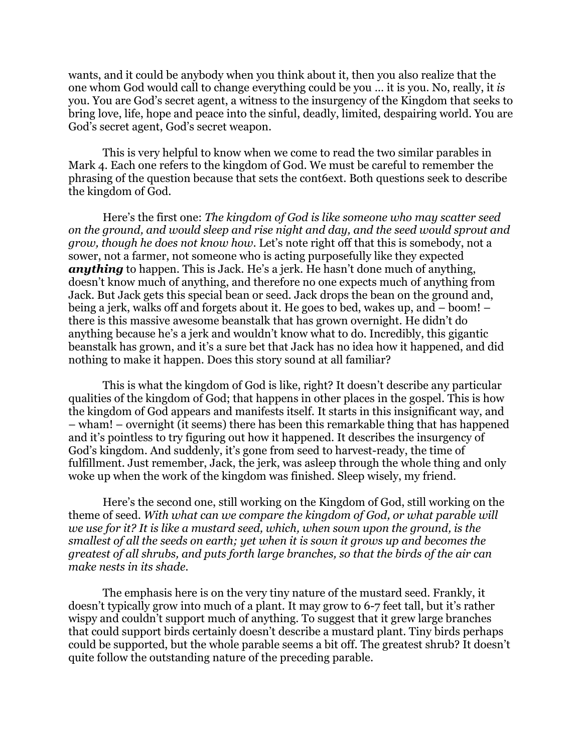wants, and it could be anybody when you think about it, then you also realize that the one whom God would call to change everything could be you … it is you. No, really, it *is* you. You are God's secret agent, a witness to the insurgency of the Kingdom that seeks to bring love, life, hope and peace into the sinful, deadly, limited, despairing world. You are God's secret agent, God's secret weapon.

This is very helpful to know when we come to read the two similar parables in Mark 4. Each one refers to the kingdom of God. We must be careful to remember the phrasing of the question because that sets the cont6ext. Both questions seek to describe the kingdom of God.

Here's the first one: *The kingdom of God is like someone who may scatter seed on the ground, and would sleep and rise night and day, and the seed would sprout and grow, though he does not know how*. Let's note right off that this is somebody, not a sower, not a farmer, not someone who is acting purposefully like they expected ***anything*** to happen. This is Jack. He's a jerk. He hasn't done much of anything, doesn't know much of anything, and therefore no one expects much of anything from Jack. But Jack gets this special bean or seed. Jack drops the bean on the ground and, being a jerk, walks off and forgets about it. He goes to bed, wakes up, and – boom! – there is this massive awesome beanstalk that has grown overnight. He didn't do anything because he's a jerk and wouldn't know what to do. Incredibly, this gigantic beanstalk has grown, and it's a sure bet that Jack has no idea how it happened, and did nothing to make it happen. Does this story sound at all familiar?

This is what the kingdom of God is like, right? It doesn't describe any particular qualities of the kingdom of God; that happens in other places in the gospel. This is how the kingdom of God appears and manifests itself. It starts in this insignificant way, and – wham! – overnight (it seems) there has been this remarkable thing that has happened and it's pointless to try figuring out how it happened. It describes the insurgency of God's kingdom. And suddenly, it's gone from seed to harvest-ready, the time of fulfillment. Just remember, Jack, the jerk, was asleep through the whole thing and only woke up when the work of the kingdom was finished. Sleep wisely, my friend.

Here's the second one, still working on the Kingdom of God, still working on the theme of seed. *With what can we compare the kingdom of God, or what parable will we use for it? It is like a mustard seed, which, when sown upon the ground, is the smallest of all the seeds on earth; yet when it is sown it grows up and becomes the greatest of all shrubs, and puts forth large branches, so that the birds of the air can make nests in its shade.*

The emphasis here is on the very tiny nature of the mustard seed. Frankly, it doesn't typically grow into much of a plant. It may grow to 6-7 feet tall, but it's rather wispy and couldn't support much of anything. To suggest that it grew large branches that could support birds certainly doesn't describe a mustard plant. Tiny birds perhaps could be supported, but the whole parable seems a bit off. The greatest shrub? It doesn't quite follow the outstanding nature of the preceding parable.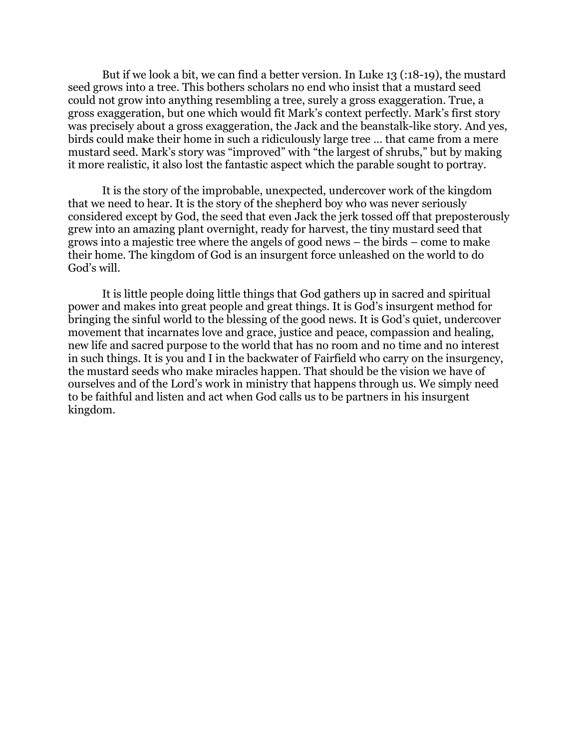But if we look a bit, we can find a better version. In Luke 13 (:18-19), the mustard seed grows into a tree. This bothers scholars no end who insist that a mustard seed could not grow into anything resembling a tree, surely a gross exaggeration. True, a gross exaggeration, but one which would fit Mark's context perfectly. Mark's first story was precisely about a gross exaggeration, the Jack and the beanstalk-like story. And yes, birds could make their home in such a ridiculously large tree … that came from a mere mustard seed. Mark's story was "improved" with "the largest of shrubs," but by making it more realistic, it also lost the fantastic aspect which the parable sought to portray.

It is the story of the improbable, unexpected, undercover work of the kingdom that we need to hear. It is the story of the shepherd boy who was never seriously considered except by God, the seed that even Jack the jerk tossed off that preposterously grew into an amazing plant overnight, ready for harvest, the tiny mustard seed that grows into a majestic tree where the angels of good news – the birds – come to make their home. The kingdom of God is an insurgent force unleashed on the world to do God's will.

It is little people doing little things that God gathers up in sacred and spiritual power and makes into great people and great things. It is God's insurgent method for bringing the sinful world to the blessing of the good news. It is God's quiet, undercover movement that incarnates love and grace, justice and peace, compassion and healing, new life and sacred purpose to the world that has no room and no time and no interest in such things. It is you and I in the backwater of Fairfield who carry on the insurgency, the mustard seeds who make miracles happen. That should be the vision we have of ourselves and of the Lord's work in ministry that happens through us. We simply need to be faithful and listen and act when God calls us to be partners in his insurgent kingdom.